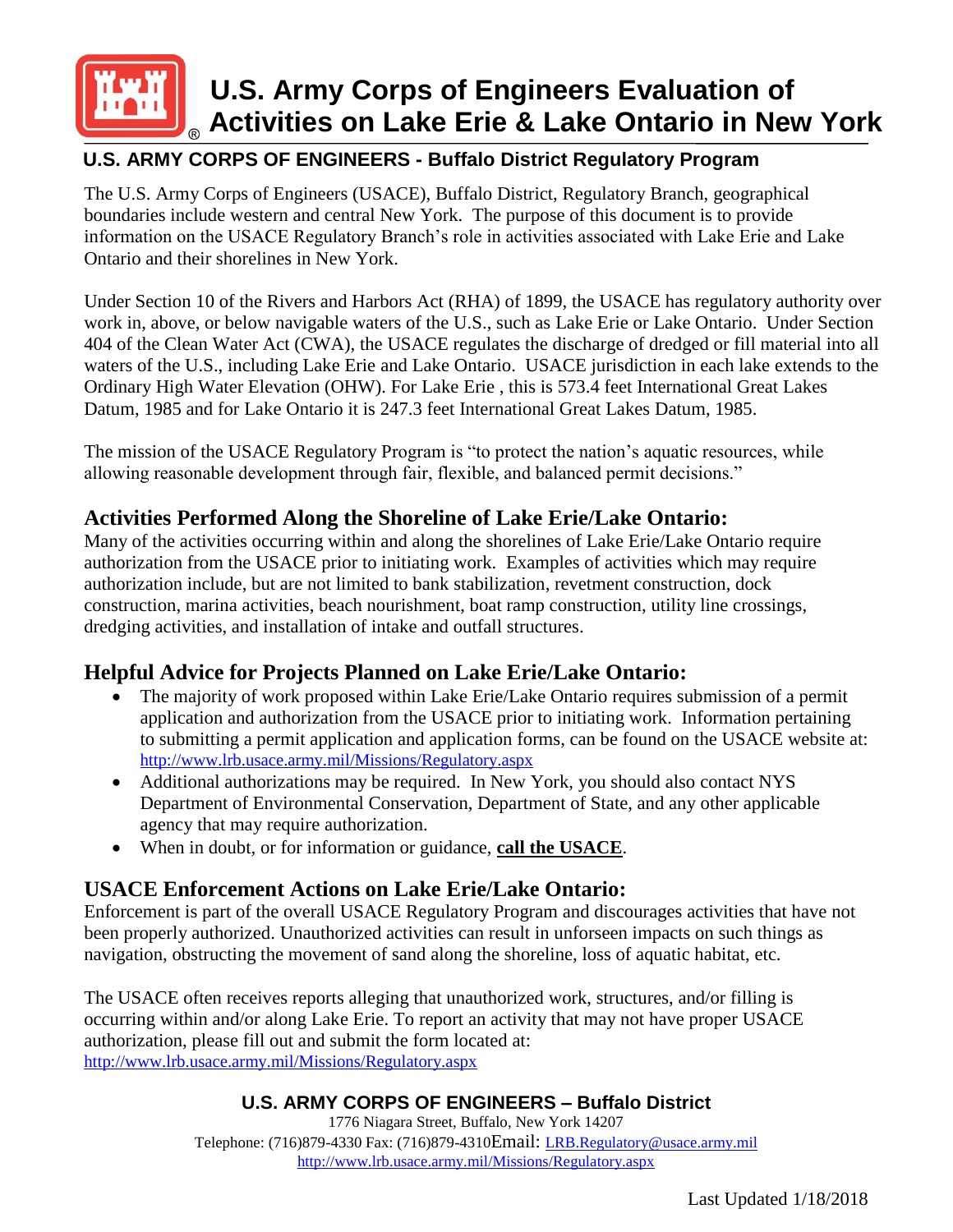# U.S. Army Corps of Engineers Evaluation of Activities on Lake Erie & Lake Ontario in New York

## U.S. ARMY CORPS OF ENGINEERS - Buffalo District Regulatory Program

The U.S. Army Corps of Engineers (USACE), Buffalo District, Regulatory Branch, geographical boundaries include western and central New York. The purpose of this document is to provide information on the USACE Regulatory Branch's role in activities associated with Lake Erie and Lake Ontario and their shorelines in New York.

Under Section 10 of the Rivers and Harbors Act (RHA) of 1899, the USACE has regulatory authority over work in, above, or below navigable waters of the U.S., such as Lake Erie or Lake Ontario. Under Section 404 of the Clean Water Act (CWA), the USACE regulates the discharge of dredged or fill material into all waters of the U.S., including Lake Erie and Lake Ontario. USACE jurisdiction in each lake extends to the Ordinary High Water Elevation (OHW). For Lake Erie , this is 573.4 feet International Great Lakes Datum, 1985 and for Lake Ontario it is 247.3 feet International Great Lakes Datum, 1985.

The mission of the USACE Regulatory Program is "to protect the nation's aquatic resources, while allowing reasonable development through fair, flexible, and balanced permit decisions."

## Activities Performed Along the Shoreline of Lake Erie/Lake Ontario:

Many of the activities occurring within and along the shorelines of Lake Erie/Lake Ontario require authorization from the USACE prior to initiating work. Examples of activities which may require authorization include, but are not limited to bank stabilization, revetment construction, dock construction, marina activities, beach nourishment, boat ramp construction, utility line crossings, dredging activities, and installation of intake and outfall structures.

## Helpful Advice for Projects Planned on Lake Erie/Lake Ontario:

- The majority of work proposed within Lake Erie/Lake Ontario requires submission of a permit application and authorization from the USACE prior to initiating work. Information pertaining to submitting a permit application and application forms, can be found on the USACE website at: http://www.lrb.usace.army.mil/Missions/Regulatory.aspx
- Additional authorizations may be required. In New York, you should also contact NYS Department of Environmental Conservation, Department of State, and any other applicable agency that may require authorization.
- When in doubt, or for information or guidance, **call the USACE**.

## USACE Enforcement Actions on Lake Erie/Lake Ontario:

Enforcement is part of the overall USACE Regulatory Program and discourages activities that have not been properly authorized. Unauthorized activities can result in unforseen impacts on such things as navigation, obstructing the movement of sand along the shoreline, loss of aquatic habitat, etc.

The USACE often receives reports alleging that unauthorized work, structures, and/or filling is occurring within and/or along Lake Erie. To report an activity that may not have proper USACE authorization, please fill out and submit the form located at: http://www.lrb.usace.army.mil/Missions/Regulatory.aspx

**U.S. ARMY CORPS OF ENGINEERS – Buffalo District**
1776 Niagara Street, Buffalo, New York 14207
Telephone: (716)879-4330 Fax: (716)879-4310 Email: LRB.Regulatory@usace.army.mil
http://www.lrb.usace.army.mil/Missions/Regulatory.aspx

Last Updated 1/18/2018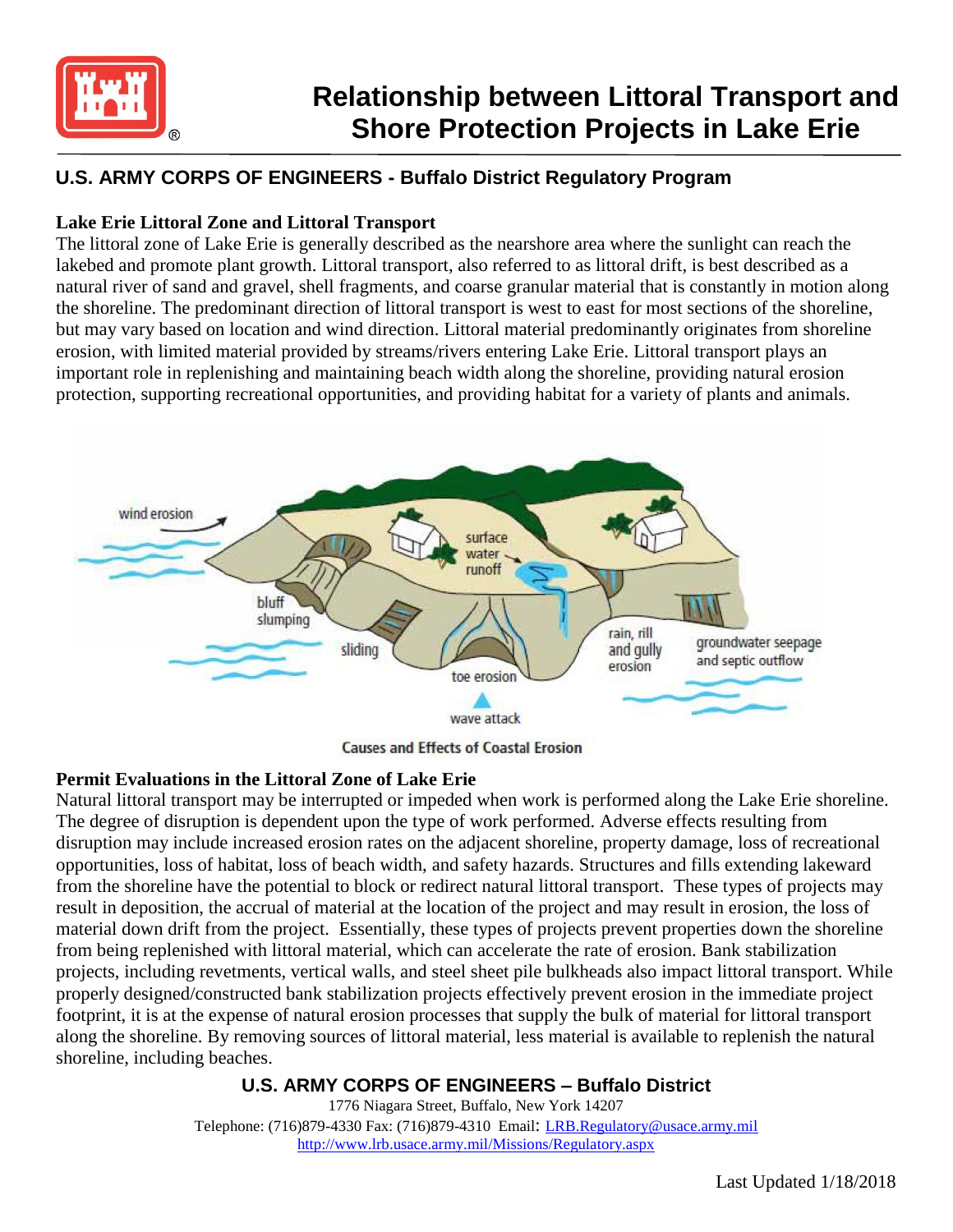# Relationship between Littoral Transport and Shore Protection Projects in Lake Erie

## U.S. ARMY CORPS OF ENGINEERS - Buffalo District Regulatory Program

### Lake Erie Littoral Zone and Littoral Transport

The littoral zone of Lake Erie is generally described as the nearshore area where the sunlight can reach the lakebed and promote plant growth. Littoral transport, also referred to as littoral drift, is best described as a natural river of sand and gravel, shell fragments, and coarse granular material that is constantly in motion along the shoreline. The predominant direction of littoral transport is west to east for most sections of the shoreline, but may vary based on location and wind direction. Littoral material predominantly originates from shoreline erosion, with limited material provided by streams/rivers entering Lake Erie. Littoral transport plays an important role in replenishing and maintaining beach width along the shoreline, providing natural erosion protection, supporting recreational opportunities, and providing habitat for a variety of plants and animals.

Causes and Effects of Coastal Erosion

### Permit Evaluations in the Littoral Zone of Lake Erie

Natural littoral transport may be interrupted or impeded when work is performed along the Lake Erie shoreline. The degree of disruption is dependent upon the type of work performed. Adverse effects resulting from disruption may include increased erosion rates on the adjacent shoreline, property damage, loss of recreational opportunities, loss of habitat, loss of beach width, and safety hazards. Structures and fills extending lakeward from the shoreline have the potential to block or redirect natural littoral transport. These types of projects may result in deposition, the accrual of material at the location of the project and may result in erosion, the loss of material down drift from the project. Essentially, these types of projects prevent properties down the shoreline from being replenished with littoral material, which can accelerate the rate of erosion. Bank stabilization projects, including revetments, vertical walls, and steel sheet pile bulkheads also impact littoral transport. While properly designed/constructed bank stabilization projects effectively prevent erosion in the immediate project footprint, it is at the expense of natural erosion processes that supply the bulk of material for littoral transport along the shoreline. By removing sources of littoral material, less material is available to replenish the natural shoreline, including beaches.

**U.S. ARMY CORPS OF ENGINEERS – Buffalo District**

1776 Niagara Street, Buffalo, New York 14207

Telephone: (716)879-4330 Fax: (716)879-4310 Email: LRB.Regulatory@usace.army.mil

http://www.lrb.usace.army.mil/Missions/Regulatory.aspx

Last Updated 1/18/2018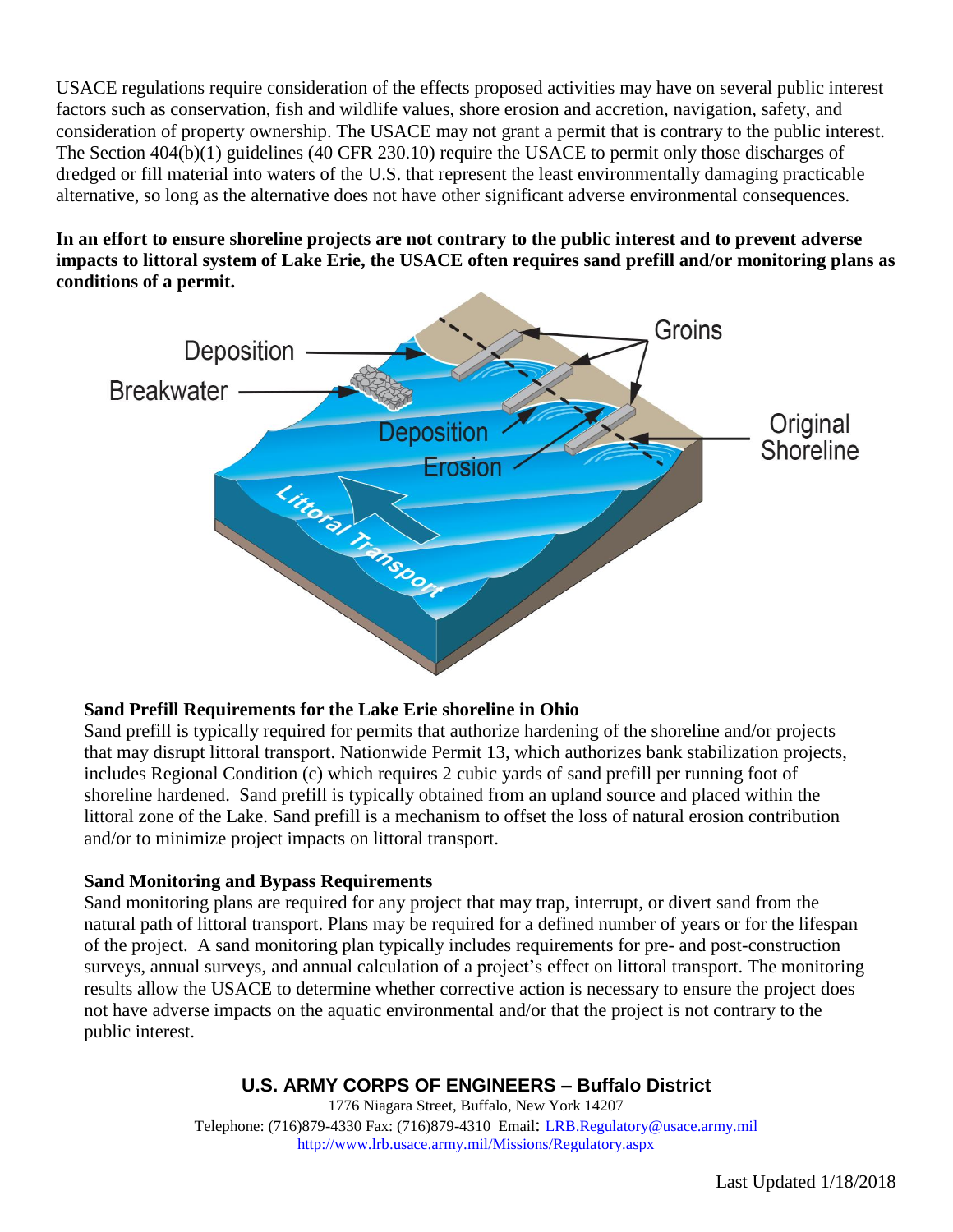USACE regulations require consideration of the effects proposed activities may have on several public interest factors such as conservation, fish and wildlife values, shore erosion and accretion, navigation, safety, and consideration of property ownership. The USACE may not grant a permit that is contrary to the public interest. The Section 404(b)(1) guidelines (40 CFR 230.10) require the USACE to permit only those discharges of dredged or fill material into waters of the U.S. that represent the least environmentally damaging practicable alternative, so long as the alternative does not have other significant adverse environmental consequences.

**In an effort to ensure shoreline projects are not contrary to the public interest and to prevent adverse impacts to littoral system of Lake Erie, the USACE often requires sand prefill and/or monitoring plans as conditions of a permit.**

Deposition
Breakwater
Groins
Deposition
Erosion
Original Shoreline
Littoral Transport

### Sand Prefill Requirements for the Lake Erie shoreline in Ohio

Sand prefill is typically required for permits that authorize hardening of the shoreline and/or projects that may disrupt littoral transport. Nationwide Permit 13, which authorizes bank stabilization projects, includes Regional Condition (c) which requires 2 cubic yards of sand prefill per running foot of shoreline hardened. Sand prefill is typically obtained from an upland source and placed within the littoral zone of the Lake. Sand prefill is a mechanism to offset the loss of natural erosion contribution and/or to minimize project impacts on littoral transport.

### Sand Monitoring and Bypass Requirements

Sand monitoring plans are required for any project that may trap, interrupt, or divert sand from the natural path of littoral transport. Plans may be required for a defined number of years or for the lifespan of the project. A sand monitoring plan typically includes requirements for pre- and post-construction surveys, annual surveys, and annual calculation of a project's effect on littoral transport. The monitoring results allow the USACE to determine whether corrective action is necessary to ensure the project does not have adverse impacts on the aquatic environmental and/or that the project is not contrary to the public interest.

**U.S. ARMY CORPS OF ENGINEERS – Buffalo District**
1776 Niagara Street, Buffalo, New York 14207
Telephone: (716)879-4330 Fax: (716)879-4310 Email: LRB.Regulatory@usace.army.mil
http://www.lrb.usace.army.mil/Missions/Regulatory.aspx

Last Updated 1/18/2018